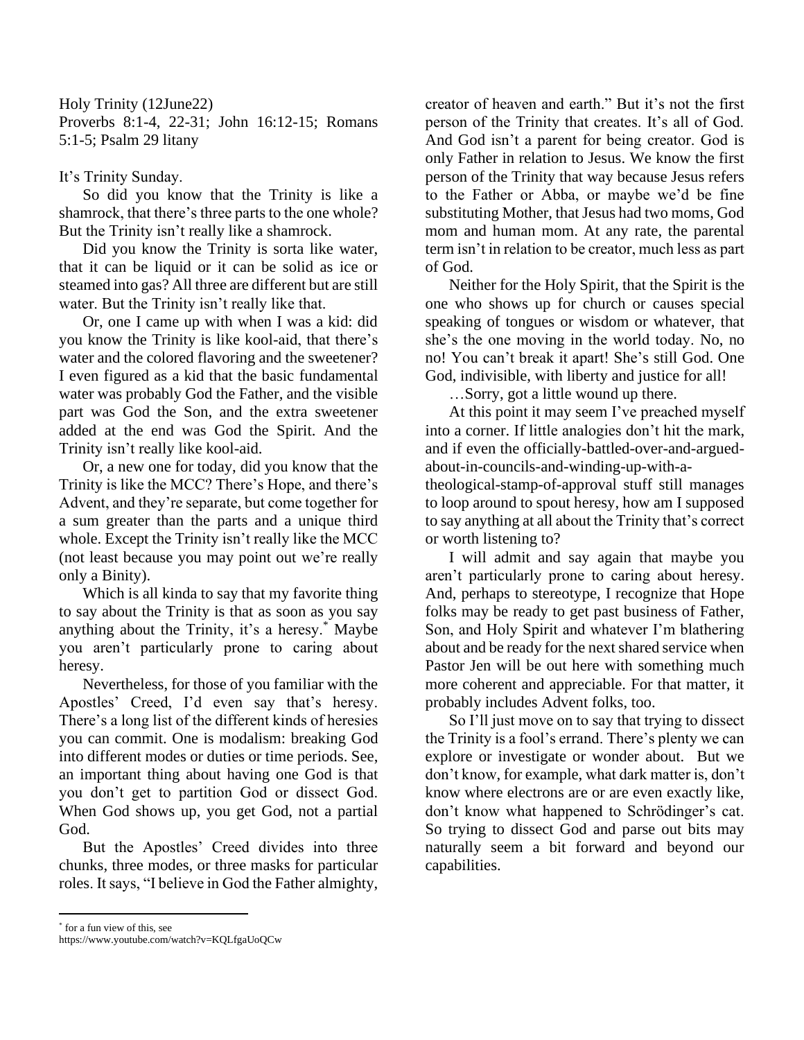Holy Trinity (12June22)
Proverbs 8:1-4, 22-31; John 16:12-15; Romans 5:1-5; Psalm 29 litany

It's Trinity Sunday.

So did you know that the Trinity is like a shamrock, that there's three parts to the one whole? But the Trinity isn't really like a shamrock.

Did you know the Trinity is sorta like water, that it can be liquid or it can be solid as ice or steamed into gas? All three are different but are still water. But the Trinity isn't really like that.

Or, one I came up with when I was a kid: did you know the Trinity is like kool-aid, that there's water and the colored flavoring and the sweetener? I even figured as a kid that the basic fundamental water was probably God the Father, and the visible part was God the Son, and the extra sweetener added at the end was God the Spirit. And the Trinity isn't really like kool-aid.

Or, a new one for today, did you know that the Trinity is like the MCC? There's Hope, and there's Advent, and they're separate, but come together for a sum greater than the parts and a unique third whole. Except the Trinity isn't really like the MCC (not least because you may point out we're really only a Binity).

Which is all kinda to say that my favorite thing to say about the Trinity is that as soon as you say anything about the Trinity, it's a heresy.* Maybe you aren't particularly prone to caring about heresy.

Nevertheless, for those of you familiar with the Apostles' Creed, I'd even say that's heresy. There's a long list of the different kinds of heresies you can commit. One is modalism: breaking God into different modes or duties or time periods. See, an important thing about having one God is that you don't get to partition God or dissect God. When God shows up, you get God, not a partial God.

But the Apostles' Creed divides into three chunks, three modes, or three masks for particular roles. It says, "I believe in God the Father almighty, creator of heaven and earth." But it's not the first person of the Trinity that creates. It's all of God. And God isn't a parent for being creator. God is only Father in relation to Jesus. We know the first person of the Trinity that way because Jesus refers to the Father or Abba, or maybe we'd be fine substituting Mother, that Jesus had two moms, God mom and human mom. At any rate, the parental term isn't in relation to be creator, much less as part of God.

Neither for the Holy Spirit, that the Spirit is the one who shows up for church or causes special speaking of tongues or wisdom or whatever, that she's the one moving in the world today. No, no no! You can't break it apart! She's still God. One God, indivisible, with liberty and justice for all!

…Sorry, got a little wound up there.

At this point it may seem I've preached myself into a corner. If little analogies don't hit the mark, and if even the officially-battled-over-and-argued-about-in-councils-and-winding-up-with-a-theological-stamp-of-approval stuff still manages to loop around to spout heresy, how am I supposed to say anything at all about the Trinity that's correct or worth listening to?

I will admit and say again that maybe you aren't particularly prone to caring about heresy. And, perhaps to stereotype, I recognize that Hope folks may be ready to get past business of Father, Son, and Holy Spirit and whatever I'm blathering about and be ready for the next shared service when Pastor Jen will be out here with something much more coherent and appreciable. For that matter, it probably includes Advent folks, too.

So I'll just move on to say that trying to dissect the Trinity is a fool's errand. There's plenty we can explore or investigate or wonder about. But we don't know, for example, what dark matter is, don't know where electrons are or are even exactly like, don't know what happened to Schrödinger's cat. So trying to dissect God and parse out bits may naturally seem a bit forward and beyond our capabilities.

---

* for a fun view of this, see https://www.youtube.com/watch?v=KQLfgaUoQCw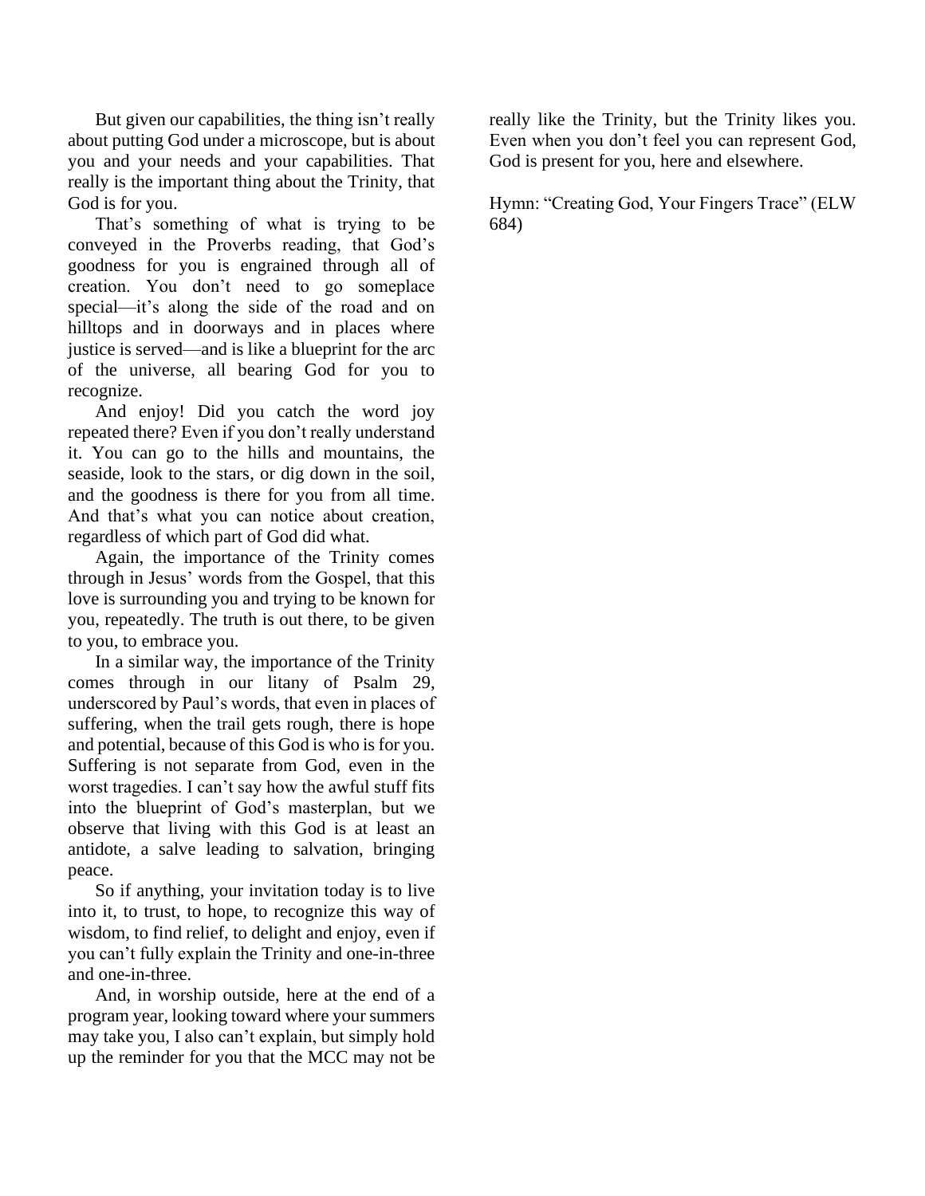But given our capabilities, the thing isn't really about putting God under a microscope, but is about you and your needs and your capabilities. That really is the important thing about the Trinity, that God is for you.

That's something of what is trying to be conveyed in the Proverbs reading, that God's goodness for you is engrained through all of creation. You don't need to go someplace special—it's along the side of the road and on hilltops and in doorways and in places where justice is served—and is like a blueprint for the arc of the universe, all bearing God for you to recognize.

And enjoy! Did you catch the word joy repeated there? Even if you don't really understand it. You can go to the hills and mountains, the seaside, look to the stars, or dig down in the soil, and the goodness is there for you from all time. And that's what you can notice about creation, regardless of which part of God did what.

Again, the importance of the Trinity comes through in Jesus' words from the Gospel, that this love is surrounding you and trying to be known for you, repeatedly. The truth is out there, to be given to you, to embrace you.

In a similar way, the importance of the Trinity comes through in our litany of Psalm 29, underscored by Paul's words, that even in places of suffering, when the trail gets rough, there is hope and potential, because of this God is who is for you. Suffering is not separate from God, even in the worst tragedies. I can't say how the awful stuff fits into the blueprint of God's masterplan, but we observe that living with this God is at least an antidote, a salve leading to salvation, bringing peace.

So if anything, your invitation today is to live into it, to trust, to hope, to recognize this way of wisdom, to find relief, to delight and enjoy, even if you can't fully explain the Trinity and one-in-three and one-in-three.

And, in worship outside, here at the end of a program year, looking toward where your summers may take you, I also can't explain, but simply hold up the reminder for you that the MCC may not be really like the Trinity, but the Trinity likes you. Even when you don't feel you can represent God, God is present for you, here and elsewhere.

Hymn: "Creating God, Your Fingers Trace" (ELW 684)